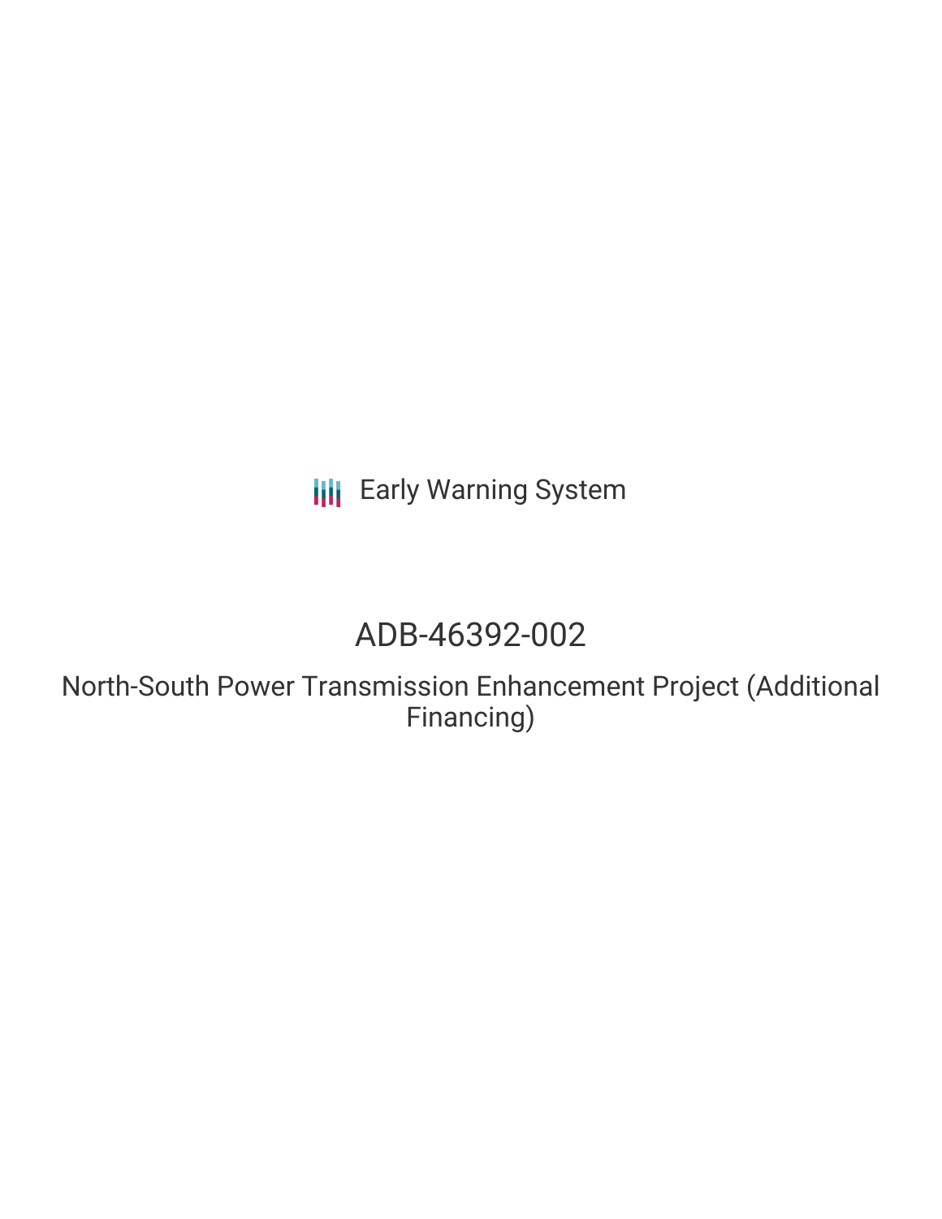Early Warning System

# ADB-46392-002

## North-South Power Transmission Enhancement Project (Additional Financing)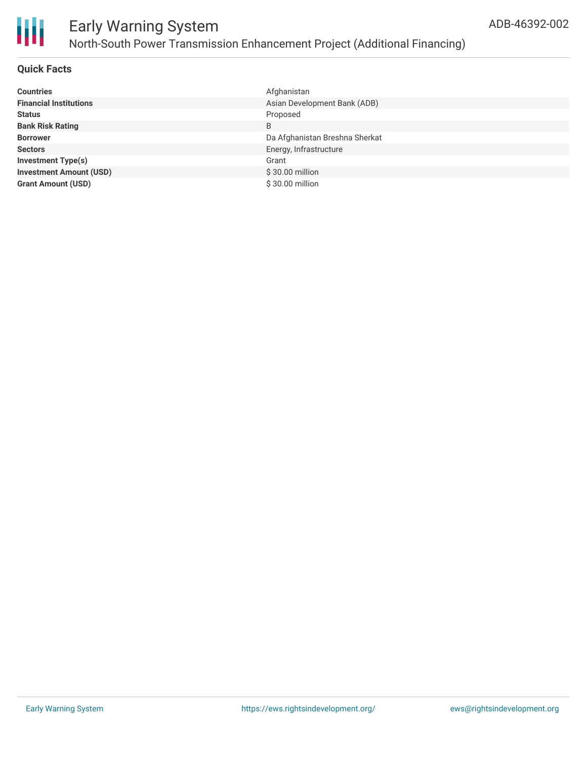# Early Warning System

## North-South Power Transmission Enhancement Project (Additional Financing)

ADB-46392-002

### Quick Facts

| | |
|---|---|
| **Countries** | Afghanistan |
| **Financial Institutions** | Asian Development Bank (ADB) |
| **Status** | Proposed |
| **Bank Risk Rating** | B |
| **Borrower** | Da Afghanistan Breshna Sherkat |
| **Sectors** | Energy, Infrastructure |
| **Investment Type(s)** | Grant |
| **Investment Amount (USD)** | $ 30.00 million |
| **Grant Amount (USD)** | $ 30.00 million |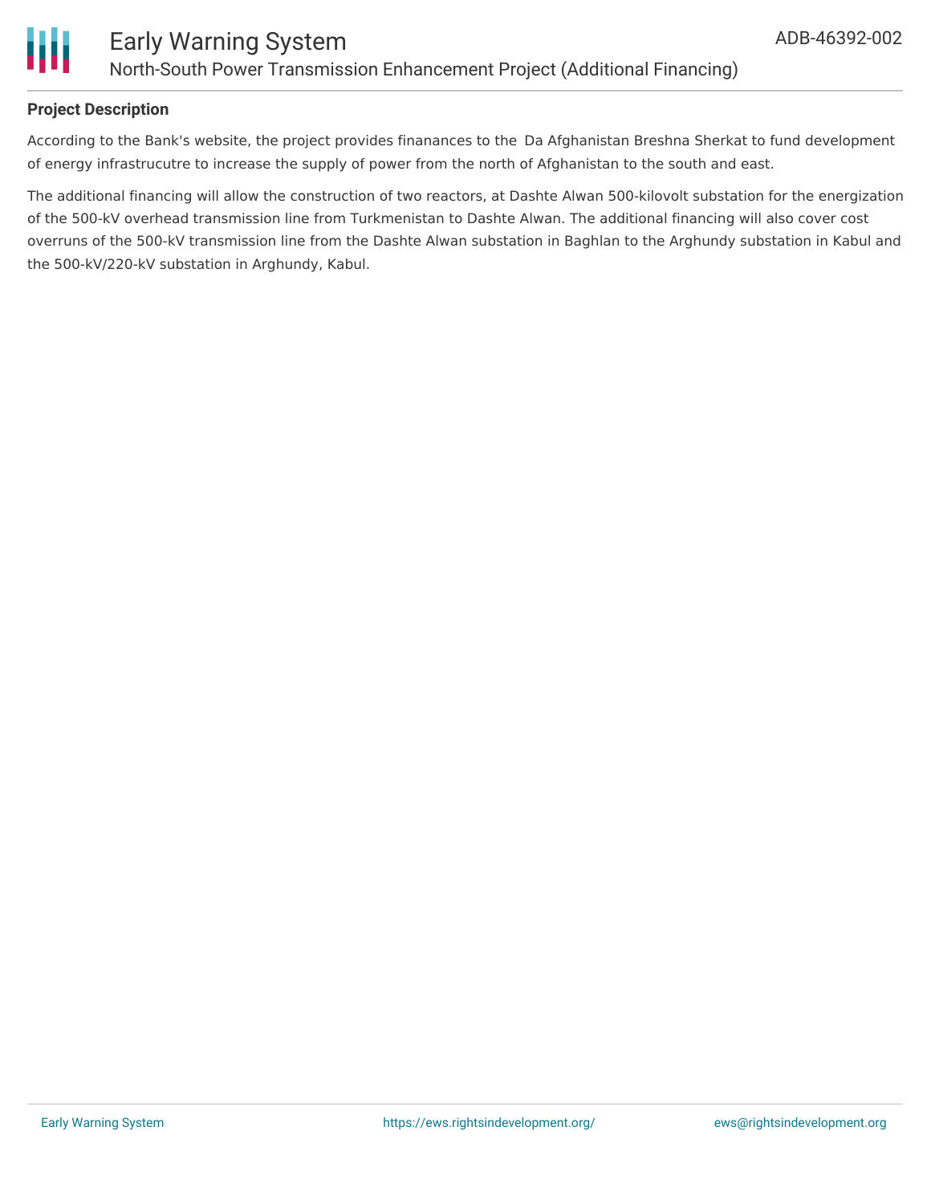**Project Description**

According to the Bank's website, the project provides finanances to the  Da Afghanistan Breshna Sherkat to fund development of energy infrastrucutre to increase the supply of power from the north of Afghanistan to the south and east.

The additional financing will allow the construction of two reactors, at Dashte Alwan 500-kilovolt substation for the energization of the 500-kV overhead transmission line from Turkmenistan to Dashte Alwan. The additional financing will also cover cost overruns of the 500-kV transmission line from the Dashte Alwan substation in Baghlan to the Arghundy substation in Kabul and the 500-kV/220-kV substation in Arghundy, Kabul.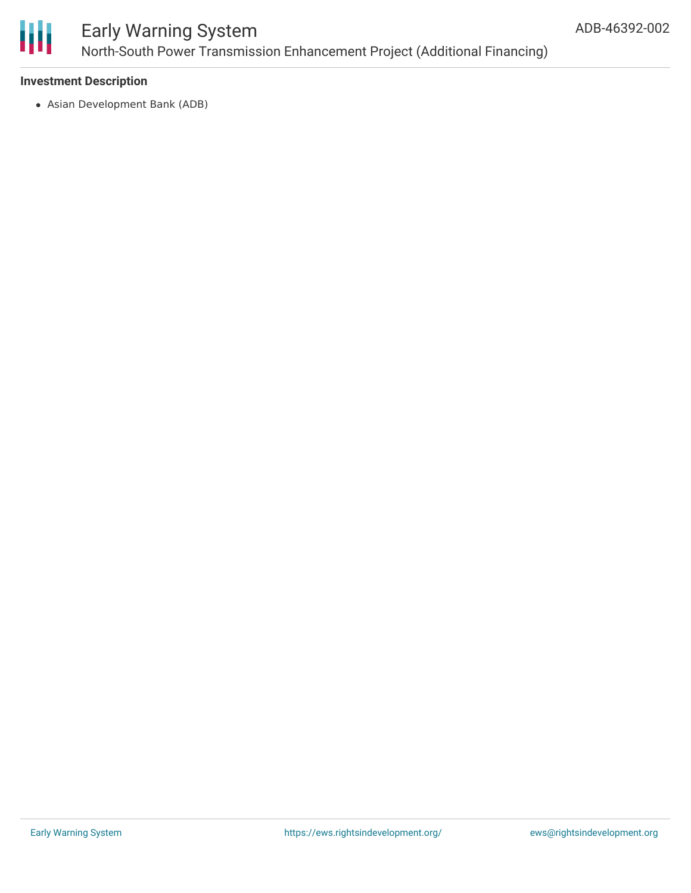### Investment Description

- Asian Development Bank (ADB)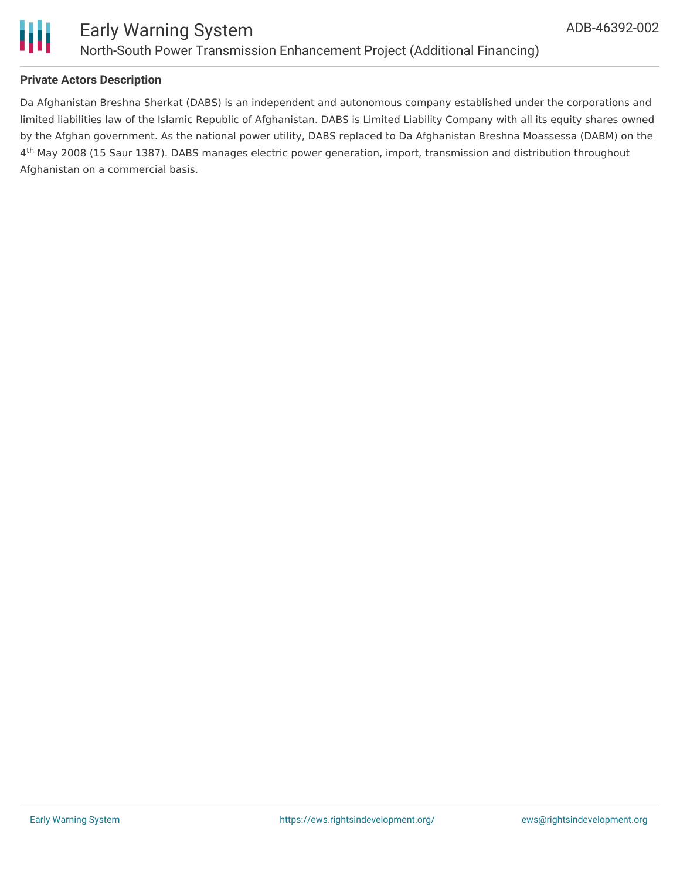**Private Actors Description**

Da Afghanistan Breshna Sherkat (DABS) is an independent and autonomous company established under the corporations and limited liabilities law of the Islamic Republic of Afghanistan. DABS is Limited Liability Company with all its equity shares owned by the Afghan government. As the national power utility, DABS replaced to Da Afghanistan Breshna Moassessa (DABM) on the 4th May 2008 (15 Saur 1387). DABS manages electric power generation, import, transmission and distribution throughout Afghanistan on a commercial basis.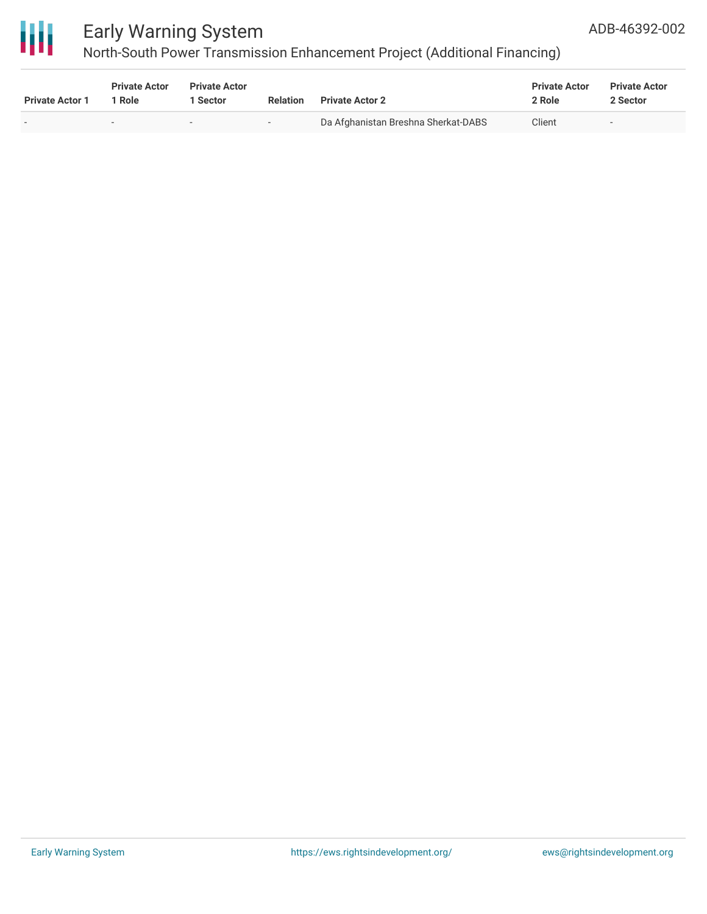| Private Actor 1 | Private Actor 1 Role | Private Actor 1 Sector | Relation | Private Actor 2 | Private Actor 2 Role | Private Actor 2 Sector |
|---|---|---|---|---|---|---|
| - | - | - | - | Da Afghanistan Breshna Sherkat-DABS | Client | - |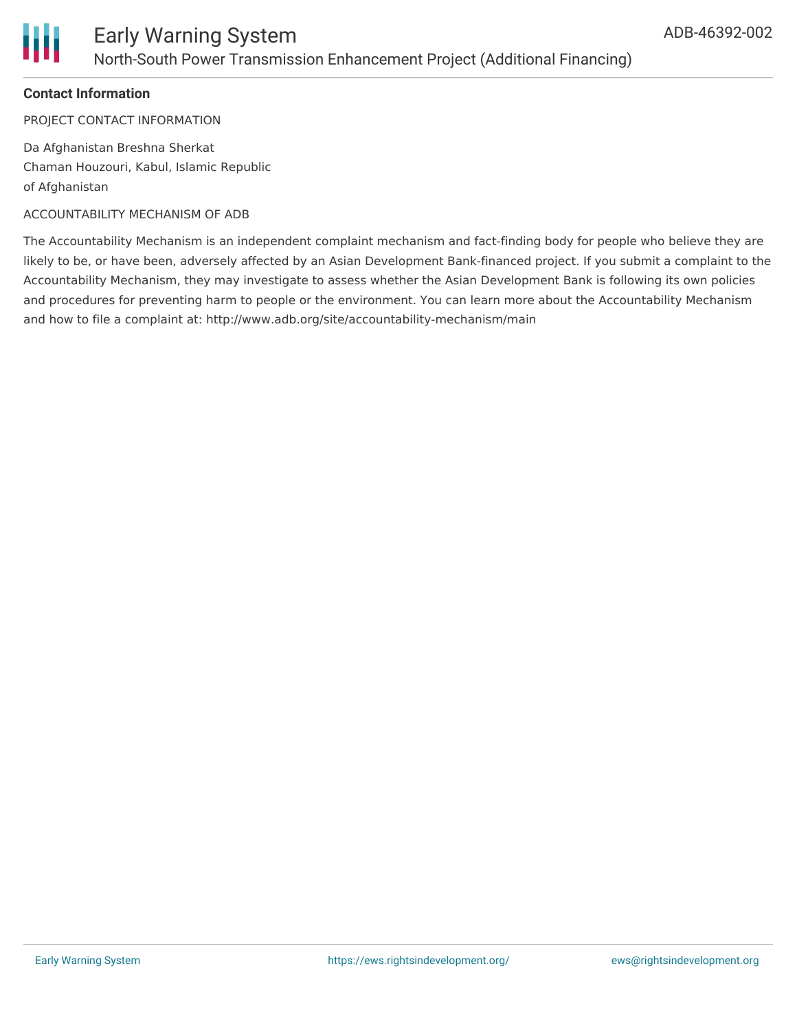### Contact Information

PROJECT CONTACT INFORMATION

Da Afghanistan Breshna Sherkat
Chaman Houzouri, Kabul, Islamic Republic
of Afghanistan

ACCOUNTABILITY MECHANISM OF ADB

The Accountability Mechanism is an independent complaint mechanism and fact-finding body for people who believe they are likely to be, or have been, adversely affected by an Asian Development Bank-financed project. If you submit a complaint to the Accountability Mechanism, they may investigate to assess whether the Asian Development Bank is following its own policies and procedures for preventing harm to people or the environment. You can learn more about the Accountability Mechanism and how to file a complaint at: http://www.adb.org/site/accountability-mechanism/main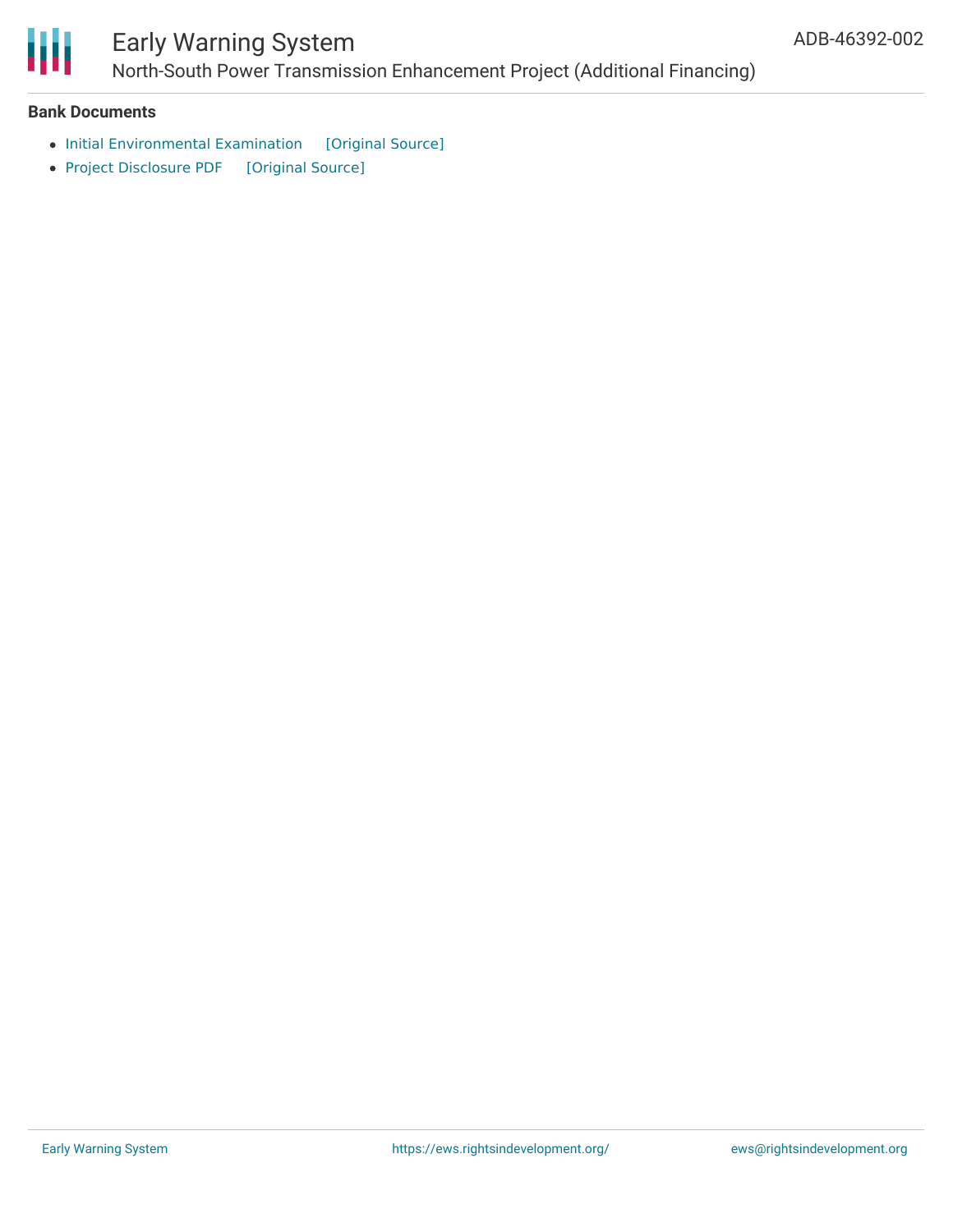## Bank Documents

- Initial Environmental Examination [Original Source]
- Project Disclosure PDF [Original Source]